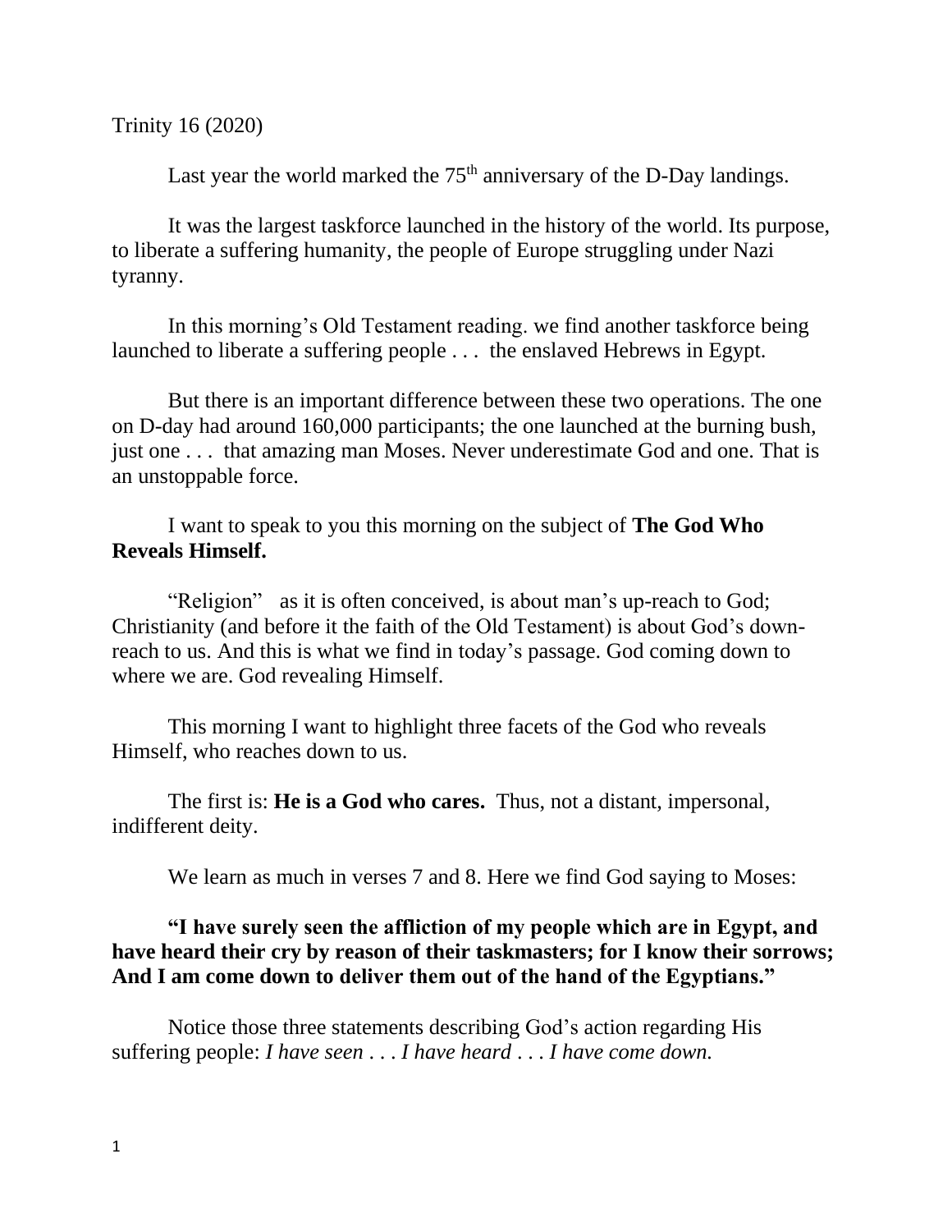Trinity 16 (2020)

Last year the world marked the 75th anniversary of the D-Day landings.

It was the largest taskforce launched in the history of the world. Its purpose, to liberate a suffering humanity, the people of Europe struggling under Nazi tyranny.

In this morning's Old Testament reading. we find another taskforce being launched to liberate a suffering people . . . the enslaved Hebrews in Egypt.

But there is an important difference between these two operations. The one on D-day had around 160,000 participants; the one launched at the burning bush, just one . . . that amazing man Moses. Never underestimate God and one. That is an unstoppable force.

I want to speak to you this morning on the subject of **The God Who Reveals Himself.**

"Religion" as it is often conceived, is about man's up-reach to God; Christianity (and before it the faith of the Old Testament) is about God's down-reach to us. And this is what we find in today's passage. God coming down to where we are. God revealing Himself.

This morning I want to highlight three facets of the God who reveals Himself, who reaches down to us.

The first is: **He is a God who cares.** Thus, not a distant, impersonal, indifferent deity.

We learn as much in verses 7 and 8. Here we find God saying to Moses:

**"I have surely seen the affliction of my people which are in Egypt, and have heard their cry by reason of their taskmasters; for I know their sorrows; And I am come down to deliver them out of the hand of the Egyptians."**

Notice those three statements describing God's action regarding His suffering people: *I have seen . . . I have heard . . . I have come down.*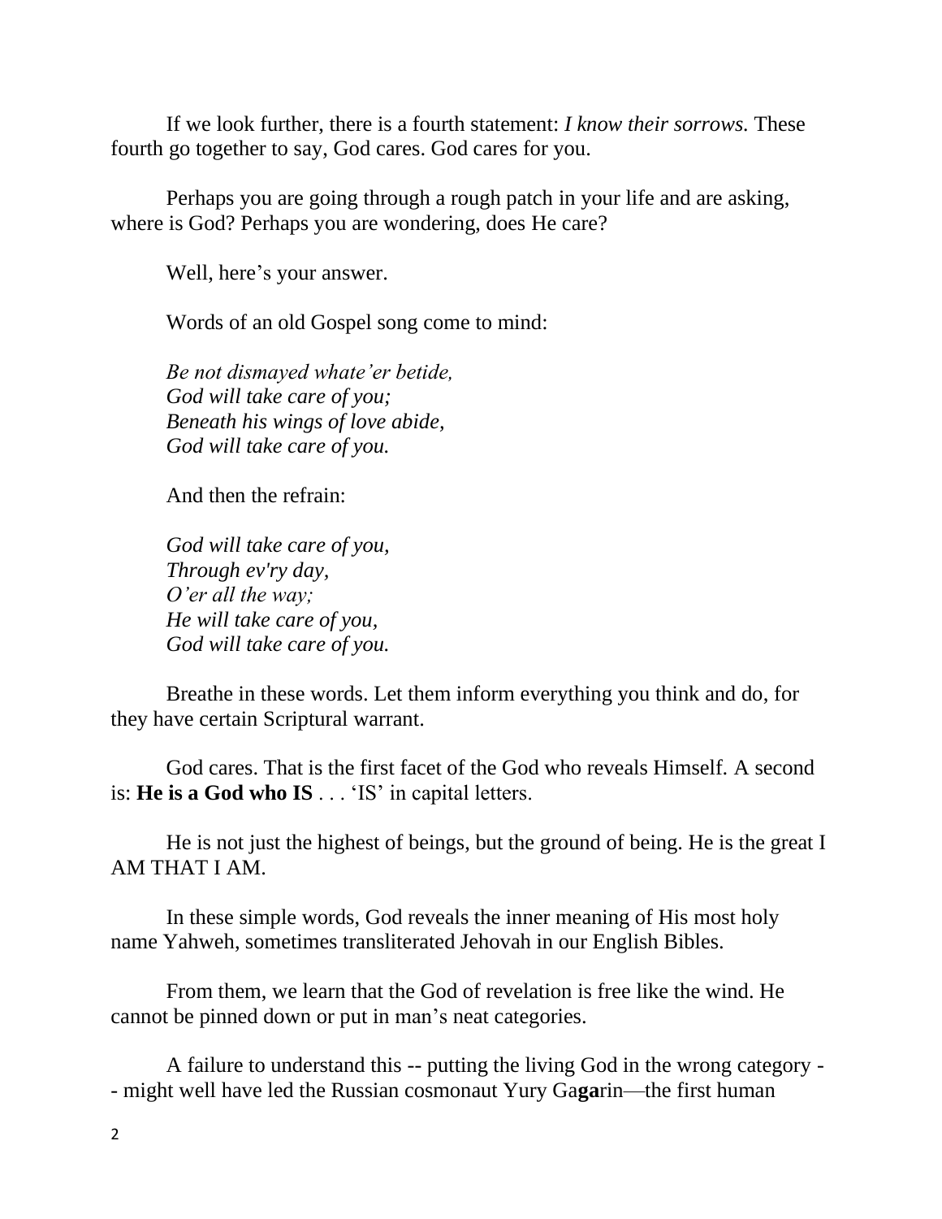If we look further, there is a fourth statement: *I know their sorrows.* These fourth go together to say, God cares. God cares for you.

Perhaps you are going through a rough patch in your life and are asking, where is God? Perhaps you are wondering, does He care?

Well, here's your answer.

Words of an old Gospel song come to mind:

*Be not dismayed whate'er betide,*
*God will take care of you;*
*Beneath his wings of love abide,*
*God will take care of you.*

And then the refrain:

*God will take care of you,*
*Through ev'ry day,*
*O'er all the way;*
*He will take care of you,*
*God will take care of you.*

Breathe in these words. Let them inform everything you think and do, for they have certain Scriptural warrant.

God cares. That is the first facet of the God who reveals Himself. A second is: **He is a God who IS** . . . 'IS' in capital letters.

He is not just the highest of beings, but the ground of being. He is the great I AM THAT I AM.

In these simple words, God reveals the inner meaning of His most holy name Yahweh, sometimes transliterated Jehovah in our English Bibles.

From them, we learn that the God of revelation is free like the wind. He cannot be pinned down or put in man's neat categories.

A failure to understand this -- putting the living God in the wrong category -- might well have led the Russian cosmonaut Yury Ga**ga**rin—the first human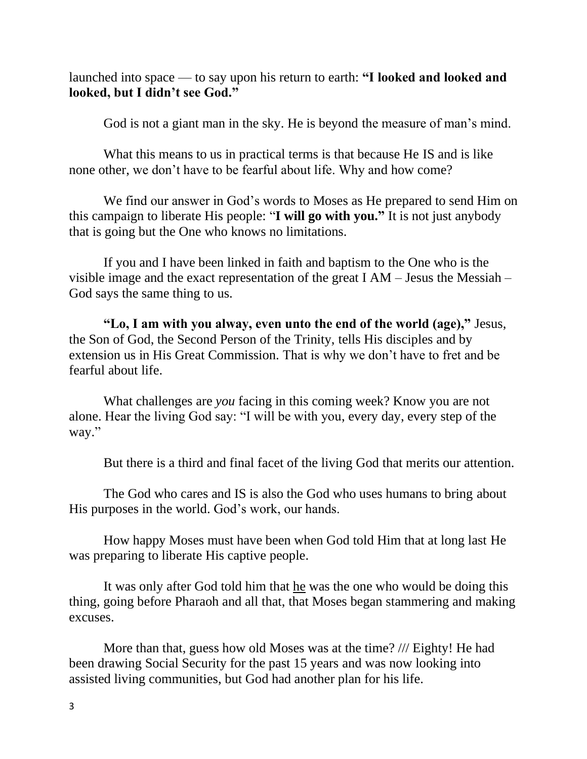launched into space — to say upon his return to earth: **"I looked and looked and looked, but I didn't see God."**

God is not a giant man in the sky. He is beyond the measure of man's mind.

What this means to us in practical terms is that because He IS and is like none other, we don't have to be fearful about life. Why and how come?

We find our answer in God's words to Moses as He prepared to send Him on this campaign to liberate His people: "**I will go with you.**" It is not just anybody that is going but the One who knows no limitations.

If you and I have been linked in faith and baptism to the One who is the visible image and the exact representation of the great I AM – Jesus the Messiah – God says the same thing to us.

**"Lo, I am with you alway, even unto the end of the world (age),"** Jesus, the Son of God, the Second Person of the Trinity, tells His disciples and by extension us in His Great Commission. That is why we don't have to fret and be fearful about life.

What challenges are *you* facing in this coming week? Know you are not alone. Hear the living God say: "I will be with you, every day, every step of the way."

But there is a third and final facet of the living God that merits our attention.

The God who cares and IS is also the God who uses humans to bring about His purposes in the world. God's work, our hands.

How happy Moses must have been when God told Him that at long last He was preparing to liberate His captive people.

It was only after God told him that <u>he</u> was the one who would be doing this thing, going before Pharaoh and all that, that Moses began stammering and making excuses.

More than that, guess how old Moses was at the time? /// Eighty! He had been drawing Social Security for the past 15 years and was now looking into assisted living communities, but God had another plan for his life.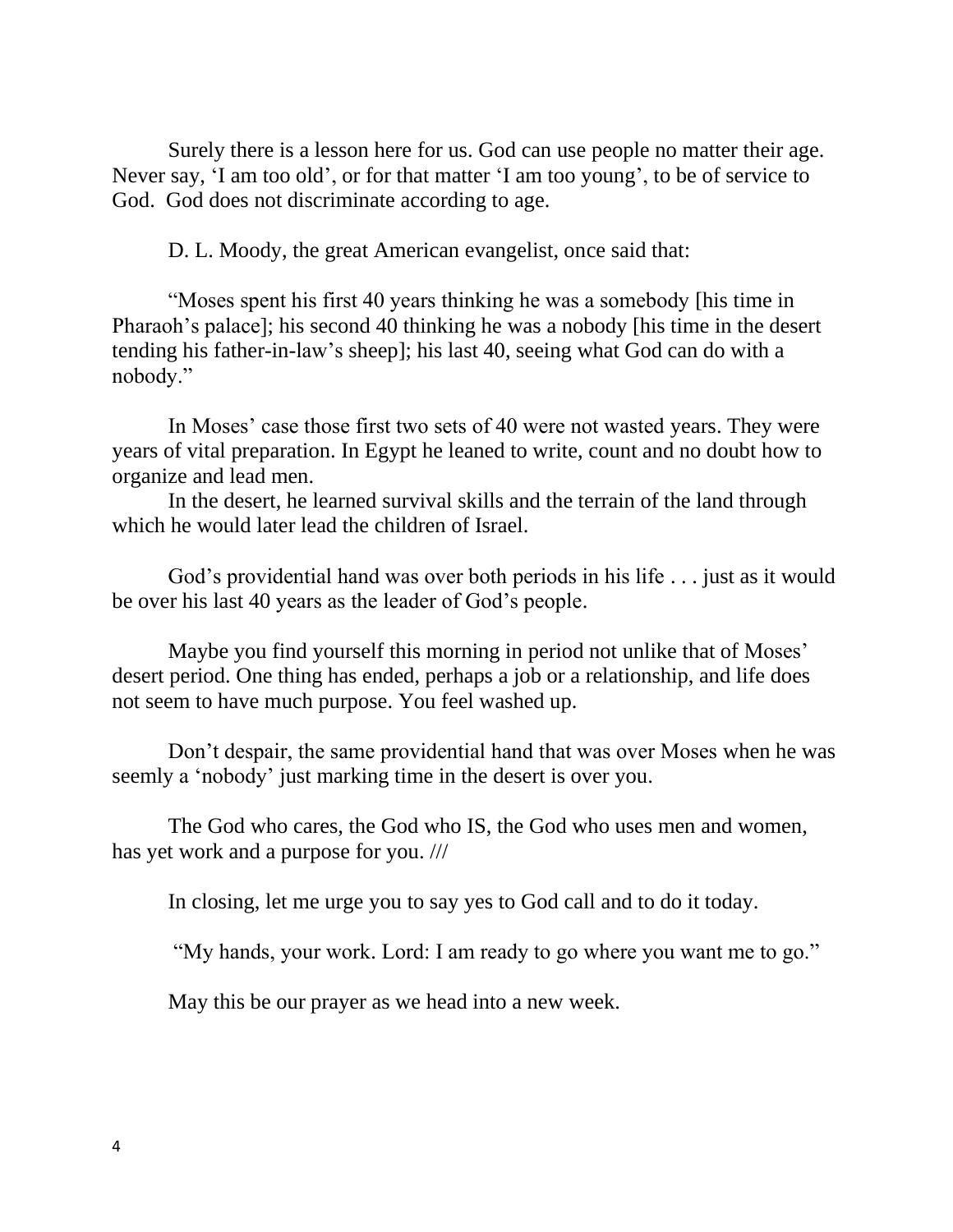Surely there is a lesson here for us. God can use people no matter their age. Never say, 'I am too old', or for that matter 'I am too young', to be of service to God. God does not discriminate according to age.

D. L. Moody, the great American evangelist, once said that:

"Moses spent his first 40 years thinking he was a somebody [his time in Pharaoh's palace]; his second 40 thinking he was a nobody [his time in the desert tending his father-in-law's sheep]; his last 40, seeing what God can do with a nobody."

In Moses' case those first two sets of 40 were not wasted years. They were years of vital preparation. In Egypt he leaned to write, count and no doubt how to organize and lead men.

In the desert, he learned survival skills and the terrain of the land through which he would later lead the children of Israel.

God's providential hand was over both periods in his life . . . just as it would be over his last 40 years as the leader of God's people.

Maybe you find yourself this morning in period not unlike that of Moses' desert period. One thing has ended, perhaps a job or a relationship, and life does not seem to have much purpose. You feel washed up.

Don't despair, the same providential hand that was over Moses when he was seemly a 'nobody' just marking time in the desert is over you.

The God who cares, the God who IS, the God who uses men and women, has yet work and a purpose for you. ///

In closing, let me urge you to say yes to God call and to do it today.

"My hands, your work. Lord: I am ready to go where you want me to go."

May this be our prayer as we head into a new week.